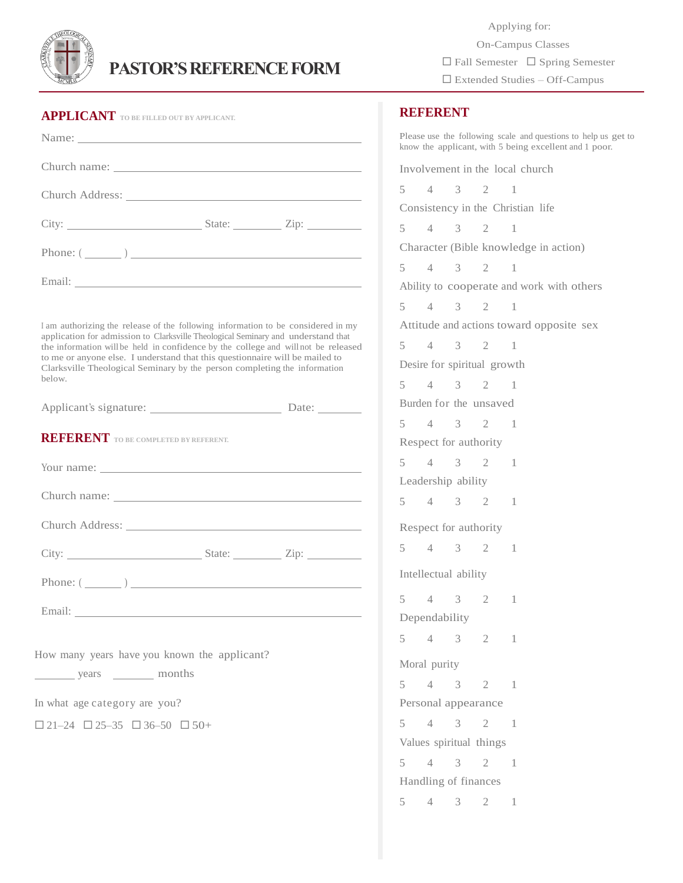# PASTOR'S REFERENCE FORM

Applying for:

On-Campus Classes

☐ Fall Semester ☐ Spring Semester

☐ Extended Studies – Off-Campus

## APPLICANT TO BE FILLED OUT BY APPLICANT.

Name: ______________________________

Church name: ______________________________

Church Address: ______________________________

City: ______________ State: ________ Zip: ________

Phone: ( ______ ) ______________________________

Email: ______________________________

I am authorizing the release of the following information to be considered in my application for admission to Clarksville Theological Seminary and understand that the information will be held in confidence by the college and will not be released to me or anyone else. I understand that this questionnaire will be mailed to Clarksville Theological Seminary by the person completing the information below.

Applicant's signature: ______________________ Date: _______

## REFERENT TO BE COMPLETED BY REFERENT.

Your name: ______________________________

Church name: ______________________________

Church Address: ______________________________

City: ______________ State: ________ Zip: ________

Phone: ( ______ ) ______________________________

Email: ______________________________

How many years have you known the applicant?

_______ years _______ months

In what age category are you?

☐ 21–24 ☐ 25–35 ☐ 36–50 ☐ 50+

## REFERENT

Please use the following scale and questions to help us get to know the applicant, with 5 being excellent and 1 poor.

Involvement in the local church

5 4 3 2 1

Consistency in the Christian life

5 4 3 2 1

Character (Bible knowledge in action)

5 4 3 2 1

Ability to cooperate and work with others

5 4 3 2 1

Attitude and actions toward opposite sex

5 4 3 2 1

Desire for spiritual growth

5 4 3 2 1

Burden for the unsaved

5 4 3 2 1

Respect for authority

5 4 3 2 1

Leadership ability

5 4 3 2 1

Respect for authority

5 4 3 2 1

Intellectual ability

5 4 3 2 1

Dependability

5 4 3 2 1

Moral purity

5 4 3 2 1

Personal appearance

5 4 3 2 1

Values spiritual things

5 4 3 2 1

Handling of finances

5 4 3 2 1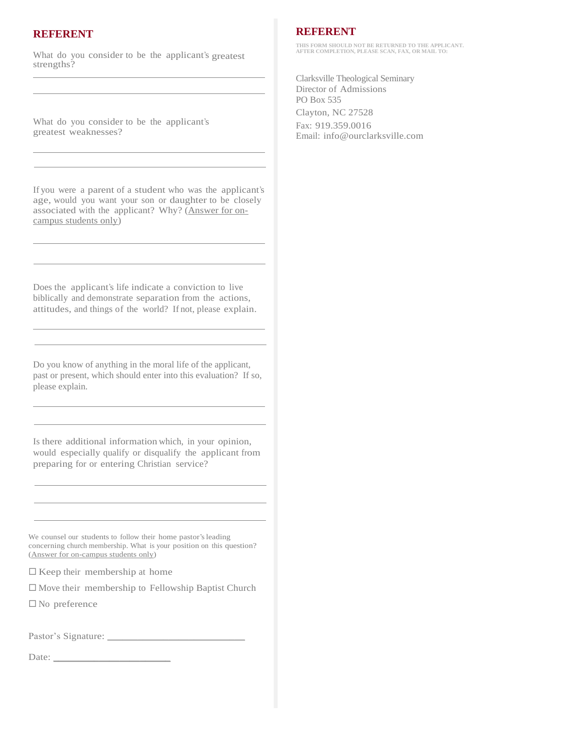## REFERENT

What do you consider to be the applicant's greatest strengths?

\_\_\_\_\_\_\_\_\_\_\_\_\_\_\_\_\_\_\_\_\_\_\_\_\_\_\_\_\_\_\_\_\_\_\_\_\_\_\_\_\_\_\_\_

\_\_\_\_\_\_\_\_\_\_\_\_\_\_\_\_\_\_\_\_\_\_\_\_\_\_\_\_\_\_\_\_\_\_\_\_\_\_\_\_\_\_\_\_

What do you consider to be the applicant's greatest weaknesses?

\_\_\_\_\_\_\_\_\_\_\_\_\_\_\_\_\_\_\_\_\_\_\_\_\_\_\_\_\_\_\_\_\_\_\_\_\_\_\_\_\_\_\_\_

\_\_\_\_\_\_\_\_\_\_\_\_\_\_\_\_\_\_\_\_\_\_\_\_\_\_\_\_\_\_\_\_\_\_\_\_\_\_\_\_\_\_\_\_

If you were a parent of a student who was the applicant's age, would you want your son or daughter to be closely associated with the applicant? Why? (<u>Answer for on-campus students only</u>)

\_\_\_\_\_\_\_\_\_\_\_\_\_\_\_\_\_\_\_\_\_\_\_\_\_\_\_\_\_\_\_\_\_\_\_\_\_\_\_\_\_\_\_\_

\_\_\_\_\_\_\_\_\_\_\_\_\_\_\_\_\_\_\_\_\_\_\_\_\_\_\_\_\_\_\_\_\_\_\_\_\_\_\_\_\_\_\_\_

Does the applicant's life indicate a conviction to live biblically and demonstrate separation from the actions, attitudes, and things of the world? If not, please explain.

\_\_\_\_\_\_\_\_\_\_\_\_\_\_\_\_\_\_\_\_\_\_\_\_\_\_\_\_\_\_\_\_\_\_\_\_\_\_\_\_\_\_\_\_

\_\_\_\_\_\_\_\_\_\_\_\_\_\_\_\_\_\_\_\_\_\_\_\_\_\_\_\_\_\_\_\_\_\_\_\_\_\_\_\_\_\_\_\_

Do you know of anything in the moral life of the applicant, past or present, which should enter into this evaluation? If so, please explain.

\_\_\_\_\_\_\_\_\_\_\_\_\_\_\_\_\_\_\_\_\_\_\_\_\_\_\_\_\_\_\_\_\_\_\_\_\_\_\_\_\_\_\_\_

\_\_\_\_\_\_\_\_\_\_\_\_\_\_\_\_\_\_\_\_\_\_\_\_\_\_\_\_\_\_\_\_\_\_\_\_\_\_\_\_\_\_\_\_

Is there additional information which, in your opinion, would especially qualify or disqualify the applicant from preparing for or entering Christian service?

\_\_\_\_\_\_\_\_\_\_\_\_\_\_\_\_\_\_\_\_\_\_\_\_\_\_\_\_\_\_\_\_\_\_\_\_\_\_\_\_\_\_\_\_

\_\_\_\_\_\_\_\_\_\_\_\_\_\_\_\_\_\_\_\_\_\_\_\_\_\_\_\_\_\_\_\_\_\_\_\_\_\_\_\_\_\_\_\_

\_\_\_\_\_\_\_\_\_\_\_\_\_\_\_\_\_\_\_\_\_\_\_\_\_\_\_\_\_\_\_\_\_\_\_\_\_\_\_\_\_\_\_\_

We counsel our students to follow their home pastor's leading concerning church membership. What is your position on this question? (<u>Answer for on-campus students only</u>)

☐ Keep their membership at home

☐ Move their membership to Fellowship Baptist Church

☐ No preference

Pastor's Signature: \_\_\_\_\_\_\_\_\_\_\_\_\_\_\_\_\_\_\_\_\_\_\_\_\_\_

Date: \_\_\_\_\_\_\_\_\_\_\_\_\_\_\_\_\_\_\_\_\_\_

## REFERENT

THIS FORM SHOULD NOT BE RETURNED TO THE APPLICANT.
AFTER COMPLETION, PLEASE SCAN, FAX, OR MAIL TO:

Clarksville Theological Seminary
Director of Admissions
PO Box 535
Clayton, NC 27528
Fax: 919.359.0016
Email: info@ourclarksville.com